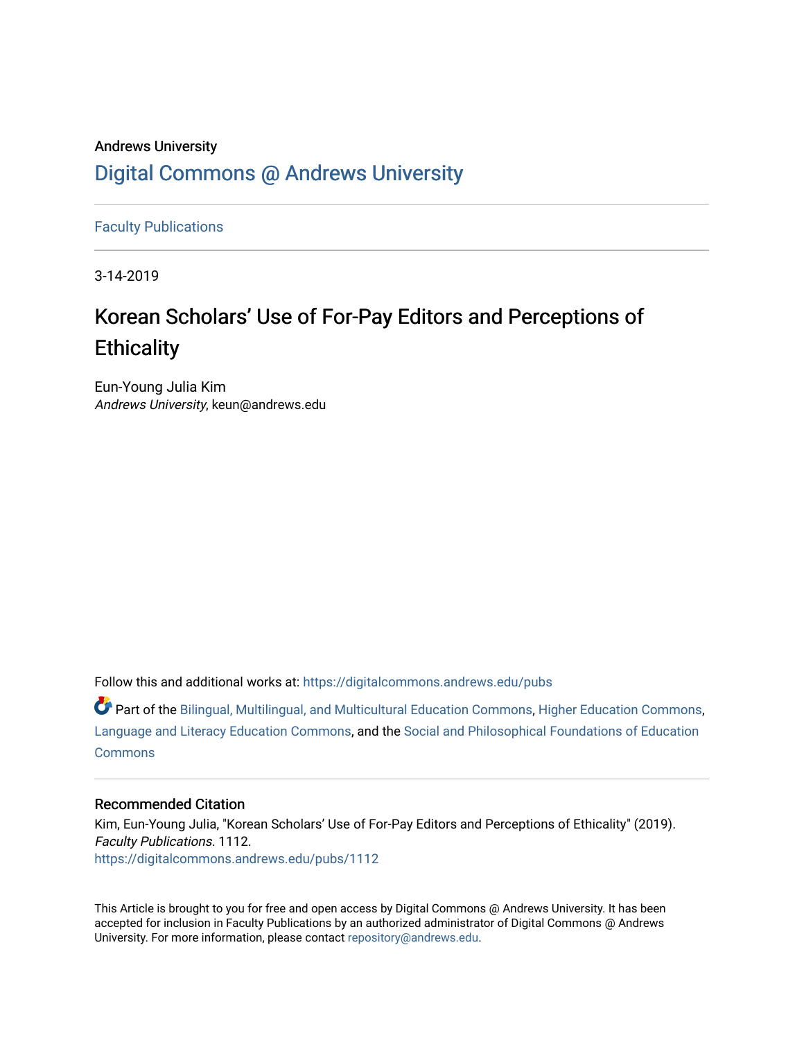Andrews University

# Digital Commons @ Andrews University

Faculty Publications

3-14-2019

# Korean Scholars' Use of For-Pay Editors and Perceptions of Ethicality

Eun-Young Julia Kim
*Andrews University*, keun@andrews.edu

Follow this and additional works at: https://digitalcommons.andrews.edu/pubs

Part of the Bilingual, Multilingual, and Multicultural Education Commons, Higher Education Commons, Language and Literacy Education Commons, and the Social and Philosophical Foundations of Education Commons

## Recommended Citation

Kim, Eun-Young Julia, "Korean Scholars' Use of For-Pay Editors and Perceptions of Ethicality" (2019). *Faculty Publications*. 1112.
https://digitalcommons.andrews.edu/pubs/1112

This Article is brought to you for free and open access by Digital Commons @ Andrews University. It has been accepted for inclusion in Faculty Publications by an authorized administrator of Digital Commons @ Andrews University. For more information, please contact repository@andrews.edu.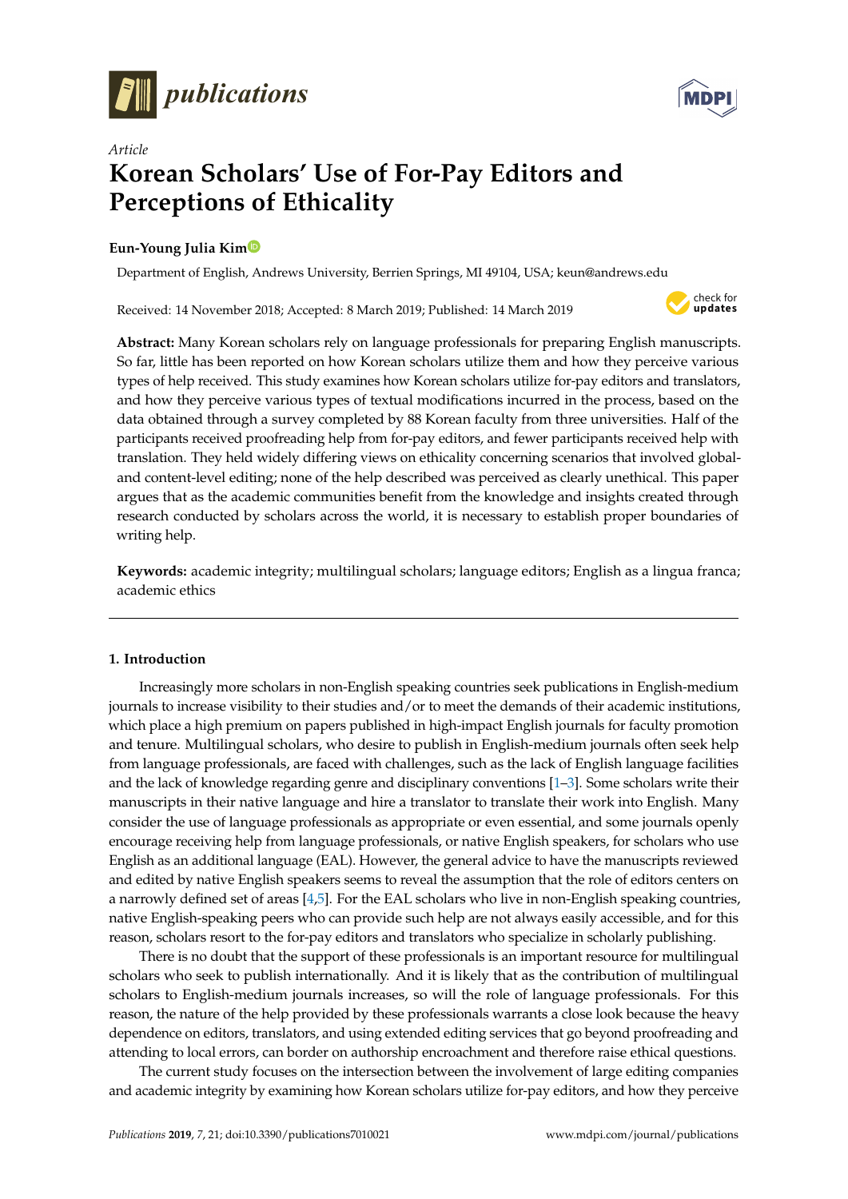*Article*

# Korean Scholars' Use of For-Pay Editors and Perceptions of Ethicality

**Eun-Young Julia Kim**

Department of English, Andrews University, Berrien Springs, MI 49104, USA; keun@andrews.edu

Received: 14 November 2018; Accepted: 8 March 2019; Published: 14 March 2019

**Abstract:** Many Korean scholars rely on language professionals for preparing English manuscripts. So far, little has been reported on how Korean scholars utilize them and how they perceive various types of help received. This study examines how Korean scholars utilize for-pay editors and translators, and how they perceive various types of textual modifications incurred in the process, based on the data obtained through a survey completed by 88 Korean faculty from three universities. Half of the participants received proofreading help from for-pay editors, and fewer participants received help with translation. They held widely differing views on ethicality concerning scenarios that involved global- and content-level editing; none of the help described was perceived as clearly unethical. This paper argues that as the academic communities benefit from the knowledge and insights created through research conducted by scholars across the world, it is necessary to establish proper boundaries of writing help.

**Keywords:** academic integrity; multilingual scholars; language editors; English as a lingua franca; academic ethics

## 1. Introduction

Increasingly more scholars in non-English speaking countries seek publications in English-medium journals to increase visibility to their studies and/or to meet the demands of their academic institutions, which place a high premium on papers published in high-impact English journals for faculty promotion and tenure. Multilingual scholars, who desire to publish in English-medium journals often seek help from language professionals, are faced with challenges, such as the lack of English language facilities and the lack of knowledge regarding genre and disciplinary conventions [1–3]. Some scholars write their manuscripts in their native language and hire a translator to translate their work into English. Many consider the use of language professionals as appropriate or even essential, and some journals openly encourage receiving help from language professionals, or native English speakers, for scholars who use English as an additional language (EAL). However, the general advice to have the manuscripts reviewed and edited by native English speakers seems to reveal the assumption that the role of editors centers on a narrowly defined set of areas [4,5]. For the EAL scholars who live in non-English speaking countries, native English-speaking peers who can provide such help are not always easily accessible, and for this reason, scholars resort to the for-pay editors and translators who specialize in scholarly publishing.

There is no doubt that the support of these professionals is an important resource for multilingual scholars who seek to publish internationally. And it is likely that as the contribution of multilingual scholars to English-medium journals increases, so will the role of language professionals. For this reason, the nature of the help provided by these professionals warrants a close look because the heavy dependence on editors, translators, and using extended editing services that go beyond proofreading and attending to local errors, can border on authorship encroachment and therefore raise ethical questions.

The current study focuses on the intersection between the involvement of large editing companies and academic integrity by examining how Korean scholars utilize for-pay editors, and how they perceive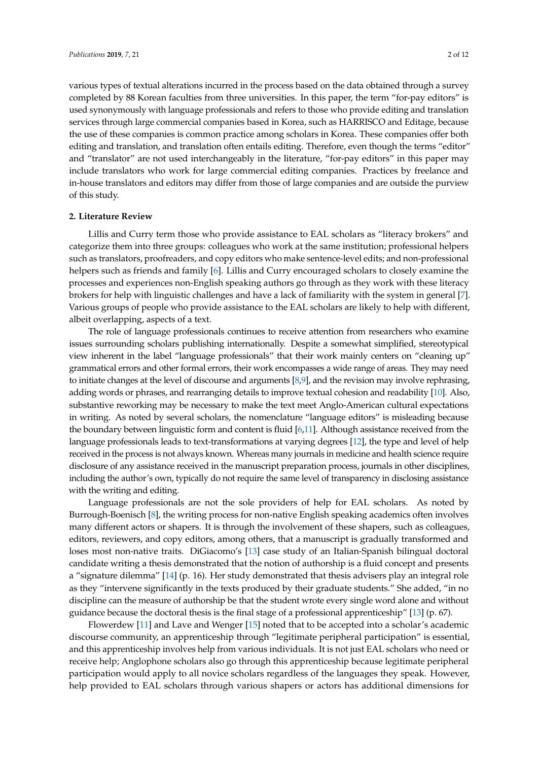various types of textual alterations incurred in the process based on the data obtained through a survey completed by 88 Korean faculties from three universities. In this paper, the term "for-pay editors" is used synonymously with language professionals and refers to those who provide editing and translation services through large commercial companies based in Korea, such as HARRISCO and Editage, because the use of these companies is common practice among scholars in Korea. These companies offer both editing and translation, and translation often entails editing. Therefore, even though the terms "editor" and "translator" are not used interchangeably in the literature, "for-pay editors" in this paper may include translators who work for large commercial editing companies. Practices by freelance and in-house translators and editors may differ from those of large companies and are outside the purview of this study.

## 2. Literature Review

Lillis and Curry term those who provide assistance to EAL scholars as "literacy brokers" and categorize them into three groups: colleagues who work at the same institution; professional helpers such as translators, proofreaders, and copy editors who make sentence-level edits; and non-professional helpers such as friends and family [6]. Lillis and Curry encouraged scholars to closely examine the processes and experiences non-English speaking authors go through as they work with these literacy brokers for help with linguistic challenges and have a lack of familiarity with the system in general [7]. Various groups of people who provide assistance to the EAL scholars are likely to help with different, albeit overlapping, aspects of a text.

The role of language professionals continues to receive attention from researchers who examine issues surrounding scholars publishing internationally. Despite a somewhat simplified, stereotypical view inherent in the label "language professionals" that their work mainly centers on "cleaning up" grammatical errors and other formal errors, their work encompasses a wide range of areas. They may need to initiate changes at the level of discourse and arguments [8,9], and the revision may involve rephrasing, adding words or phrases, and rearranging details to improve textual cohesion and readability [10]. Also, substantive reworking may be necessary to make the text meet Anglo-American cultural expectations in writing. As noted by several scholars, the nomenclature "language editors" is misleading because the boundary between linguistic form and content is fluid [6,11]. Although assistance received from the language professionals leads to text-transformations at varying degrees [12], the type and level of help received in the process is not always known. Whereas many journals in medicine and health science require disclosure of any assistance received in the manuscript preparation process, journals in other disciplines, including the author's own, typically do not require the same level of transparency in disclosing assistance with the writing and editing.

Language professionals are not the sole providers of help for EAL scholars. As noted by Burrough-Boenisch [8], the writing process for non-native English speaking academics often involves many different actors or shapers. It is through the involvement of these shapers, such as colleagues, editors, reviewers, and copy editors, among others, that a manuscript is gradually transformed and loses most non-native traits. DiGiacomo's [13] case study of an Italian-Spanish bilingual doctoral candidate writing a thesis demonstrated that the notion of authorship is a fluid concept and presents a "signature dilemma" [14] (p. 16). Her study demonstrated that thesis advisers play an integral role as they "intervene significantly in the texts produced by their graduate students." She added, "in no discipline can the measure of authorship be that the student wrote every single word alone and without guidance because the doctoral thesis is the final stage of a professional apprenticeship" [13] (p. 67).

Flowerdew [11] and Lave and Wenger [15] noted that to be accepted into a scholar's academic discourse community, an apprenticeship through "legitimate peripheral participation" is essential, and this apprenticeship involves help from various individuals. It is not just EAL scholars who need or receive help; Anglophone scholars also go through this apprenticeship because legitimate peripheral participation would apply to all novice scholars regardless of the languages they speak. However, help provided to EAL scholars through various shapers or actors has additional dimensions for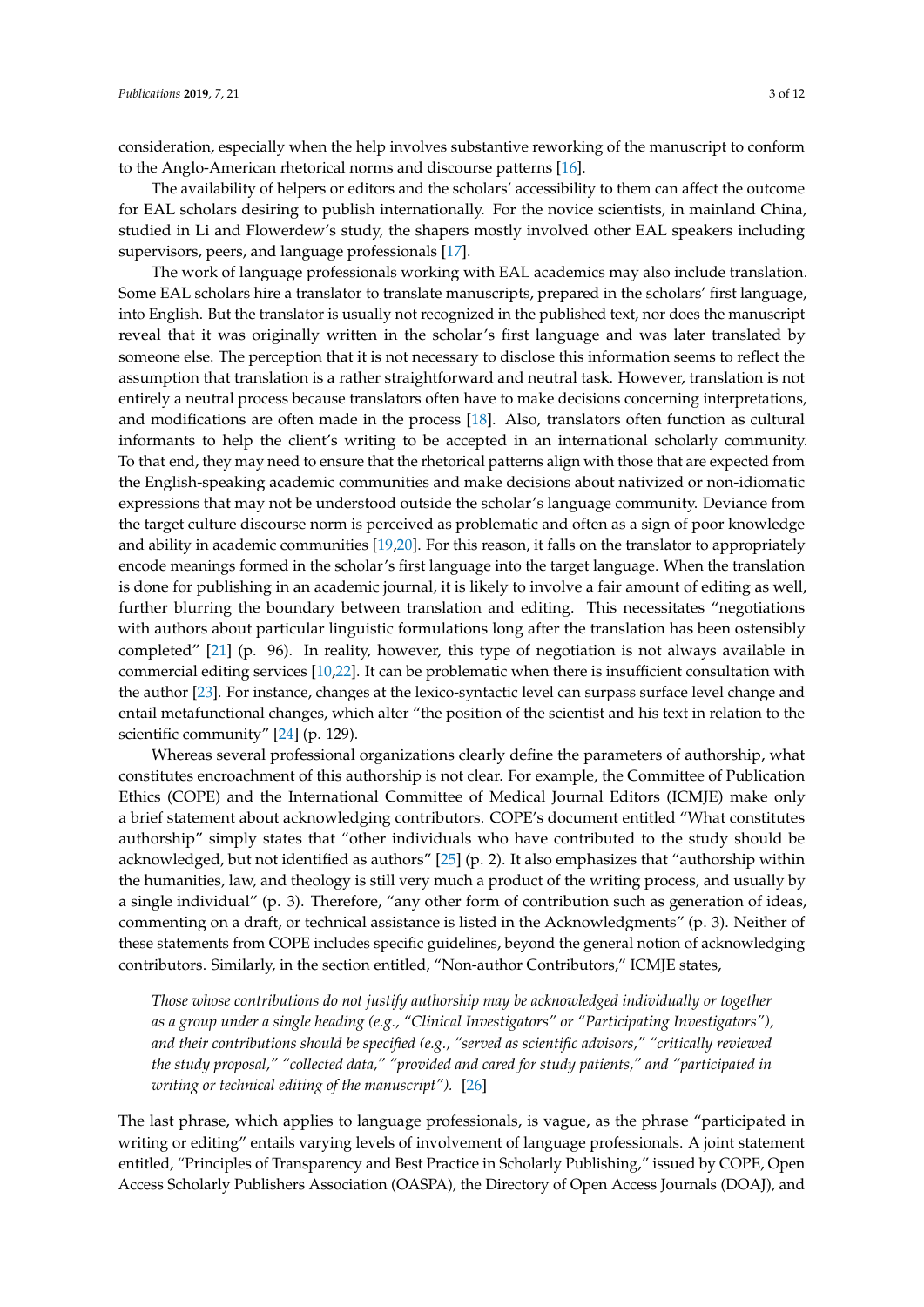consideration, especially when the help involves substantive reworking of the manuscript to conform to the Anglo-American rhetorical norms and discourse patterns [16].

The availability of helpers or editors and the scholars' accessibility to them can affect the outcome for EAL scholars desiring to publish internationally. For the novice scientists, in mainland China, studied in Li and Flowerdew's study, the shapers mostly involved other EAL speakers including supervisors, peers, and language professionals [17].

The work of language professionals working with EAL academics may also include translation. Some EAL scholars hire a translator to translate manuscripts, prepared in the scholars' first language, into English. But the translator is usually not recognized in the published text, nor does the manuscript reveal that it was originally written in the scholar's first language and was later translated by someone else. The perception that it is not necessary to disclose this information seems to reflect the assumption that translation is a rather straightforward and neutral task. However, translation is not entirely a neutral process because translators often have to make decisions concerning interpretations, and modifications are often made in the process [18]. Also, translators often function as cultural informants to help the client's writing to be accepted in an international scholarly community. To that end, they may need to ensure that the rhetorical patterns align with those that are expected from the English-speaking academic communities and make decisions about nativized or non-idiomatic expressions that may not be understood outside the scholar's language community. Deviance from the target culture discourse norm is perceived as problematic and often as a sign of poor knowledge and ability in academic communities [19,20]. For this reason, it falls on the translator to appropriately encode meanings formed in the scholar's first language into the target language. When the translation is done for publishing in an academic journal, it is likely to involve a fair amount of editing as well, further blurring the boundary between translation and editing. This necessitates "negotiations with authors about particular linguistic formulations long after the translation has been ostensibly completed" [21] (p. 96). In reality, however, this type of negotiation is not always available in commercial editing services [10,22]. It can be problematic when there is insufficient consultation with the author [23]. For instance, changes at the lexico-syntactic level can surpass surface level change and entail metafunctional changes, which alter "the position of the scientist and his text in relation to the scientific community" [24] (p. 129).

Whereas several professional organizations clearly define the parameters of authorship, what constitutes encroachment of this authorship is not clear. For example, the Committee of Publication Ethics (COPE) and the International Committee of Medical Journal Editors (ICMJE) make only a brief statement about acknowledging contributors. COPE's document entitled "What constitutes authorship" simply states that "other individuals who have contributed to the study should be acknowledged, but not identified as authors" [25] (p. 2). It also emphasizes that "authorship within the humanities, law, and theology is still very much a product of the writing process, and usually by a single individual" (p. 3). Therefore, "any other form of contribution such as generation of ideas, commenting on a draft, or technical assistance is listed in the Acknowledgments" (p. 3). Neither of these statements from COPE includes specific guidelines, beyond the general notion of acknowledging contributors. Similarly, in the section entitled, "Non-author Contributors," ICMJE states,

> *Those whose contributions do not justify authorship may be acknowledged individually or together as a group under a single heading (e.g., "Clinical Investigators" or "Participating Investigators"), and their contributions should be specified (e.g., "served as scientific advisors," "critically reviewed the study proposal," "collected data," "provided and cared for study patients," and "participated in writing or technical editing of the manuscript").* [26]

The last phrase, which applies to language professionals, is vague, as the phrase "participated in writing or editing" entails varying levels of involvement of language professionals. A joint statement entitled, "Principles of Transparency and Best Practice in Scholarly Publishing," issued by COPE, Open Access Scholarly Publishers Association (OASPA), the Directory of Open Access Journals (DOAJ), and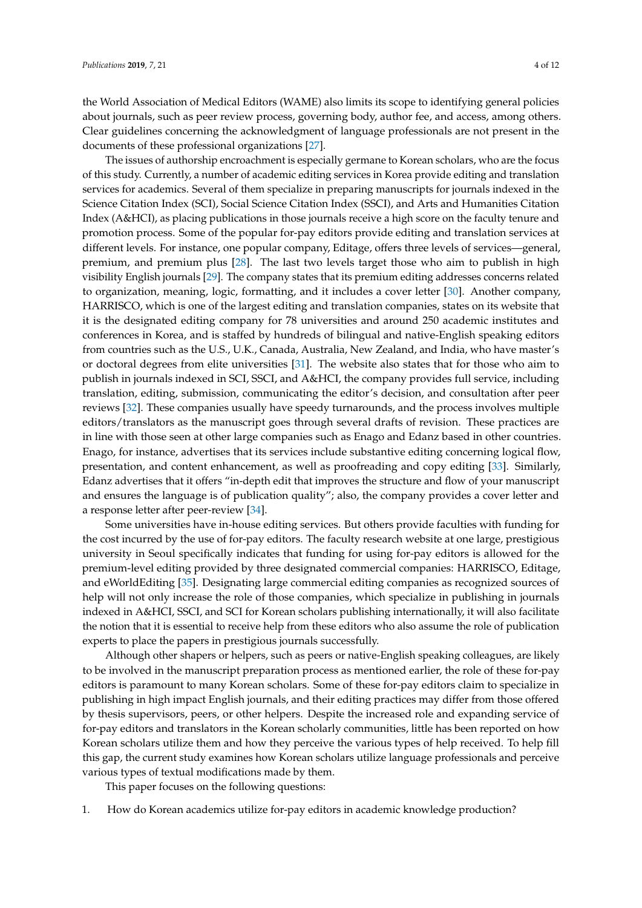the World Association of Medical Editors (WAME) also limits its scope to identifying general policies about journals, such as peer review process, governing body, author fee, and access, among others. Clear guidelines concerning the acknowledgment of language professionals are not present in the documents of these professional organizations [27].

The issues of authorship encroachment is especially germane to Korean scholars, who are the focus of this study. Currently, a number of academic editing services in Korea provide editing and translation services for academics. Several of them specialize in preparing manuscripts for journals indexed in the Science Citation Index (SCI), Social Science Citation Index (SSCI), and Arts and Humanities Citation Index (A&HCI), as placing publications in those journals receive a high score on the faculty tenure and promotion process. Some of the popular for-pay editors provide editing and translation services at different levels. For instance, one popular company, Editage, offers three levels of services—general, premium, and premium plus [28]. The last two levels target those who aim to publish in high visibility English journals [29]. The company states that its premium editing addresses concerns related to organization, meaning, logic, formatting, and it includes a cover letter [30]. Another company, HARRISCO, which is one of the largest editing and translation companies, states on its website that it is the designated editing company for 78 universities and around 250 academic institutes and conferences in Korea, and is staffed by hundreds of bilingual and native-English speaking editors from countries such as the U.S., U.K., Canada, Australia, New Zealand, and India, who have master's or doctoral degrees from elite universities [31]. The website also states that for those who aim to publish in journals indexed in SCI, SSCI, and A&HCI, the company provides full service, including translation, editing, submission, communicating the editor's decision, and consultation after peer reviews [32]. These companies usually have speedy turnarounds, and the process involves multiple editors/translators as the manuscript goes through several drafts of revision. These practices are in line with those seen at other large companies such as Enago and Edanz based in other countries. Enago, for instance, advertises that its services include substantive editing concerning logical flow, presentation, and content enhancement, as well as proofreading and copy editing [33]. Similarly, Edanz advertises that it offers "in-depth edit that improves the structure and flow of your manuscript and ensures the language is of publication quality"; also, the company provides a cover letter and a response letter after peer-review [34].

Some universities have in-house editing services. But others provide faculties with funding for the cost incurred by the use of for-pay editors. The faculty research website at one large, prestigious university in Seoul specifically indicates that funding for using for-pay editors is allowed for the premium-level editing provided by three designated commercial companies: HARRISCO, Editage, and eWorldEditing [35]. Designating large commercial editing companies as recognized sources of help will not only increase the role of those companies, which specialize in publishing in journals indexed in A&HCI, SSCI, and SCI for Korean scholars publishing internationally, it will also facilitate the notion that it is essential to receive help from these editors who also assume the role of publication experts to place the papers in prestigious journals successfully.

Although other shapers or helpers, such as peers or native-English speaking colleagues, are likely to be involved in the manuscript preparation process as mentioned earlier, the role of these for-pay editors is paramount to many Korean scholars. Some of these for-pay editors claim to specialize in publishing in high impact English journals, and their editing practices may differ from those offered by thesis supervisors, peers, or other helpers. Despite the increased role and expanding service of for-pay editors and translators in the Korean scholarly communities, little has been reported on how Korean scholars utilize them and how they perceive the various types of help received. To help fill this gap, the current study examines how Korean scholars utilize language professionals and perceive various types of textual modifications made by them.

This paper focuses on the following questions:

1. How do Korean academics utilize for-pay editors in academic knowledge production?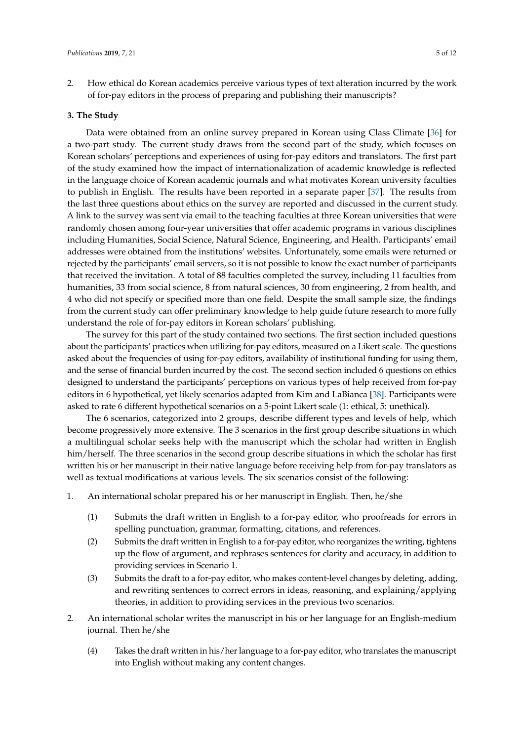2. How ethical do Korean academics perceive various types of text alteration incurred by the work of for-pay editors in the process of preparing and publishing their manuscripts?

## 3. The Study

Data were obtained from an online survey prepared in Korean using Class Climate [36] for a two-part study. The current study draws from the second part of the study, which focuses on Korean scholars' perceptions and experiences of using for-pay editors and translators. The first part of the study examined how the impact of internationalization of academic knowledge is reflected in the language choice of Korean academic journals and what motivates Korean university faculties to publish in English. The results have been reported in a separate paper [37]. The results from the last three questions about ethics on the survey are reported and discussed in the current study. A link to the survey was sent via email to the teaching faculties at three Korean universities that were randomly chosen among four-year universities that offer academic programs in various disciplines including Humanities, Social Science, Natural Science, Engineering, and Health. Participants' email addresses were obtained from the institutions' websites. Unfortunately, some emails were returned or rejected by the participants' email servers, so it is not possible to know the exact number of participants that received the invitation. A total of 88 faculties completed the survey, including 11 faculties from humanities, 33 from social science, 8 from natural sciences, 30 from engineering, 2 from health, and 4 who did not specify or specified more than one field. Despite the small sample size, the findings from the current study can offer preliminary knowledge to help guide future research to more fully understand the role of for-pay editors in Korean scholars' publishing.

The survey for this part of the study contained two sections. The first section included questions about the participants' practices when utilizing for-pay editors, measured on a Likert scale. The questions asked about the frequencies of using for-pay editors, availability of institutional funding for using them, and the sense of financial burden incurred by the cost. The second section included 6 questions on ethics designed to understand the participants' perceptions on various types of help received from for-pay editors in 6 hypothetical, yet likely scenarios adapted from Kim and LaBianca [38]. Participants were asked to rate 6 different hypothetical scenarios on a 5-point Likert scale (1: ethical, 5: unethical).

The 6 scenarios, categorized into 2 groups, describe different types and levels of help, which become progressively more extensive. The 3 scenarios in the first group describe situations in which a multilingual scholar seeks help with the manuscript which the scholar had written in English him/herself. The three scenarios in the second group describe situations in which the scholar has first written his or her manuscript in their native language before receiving help from for-pay translators as well as textual modifications at various levels. The six scenarios consist of the following:

1. An international scholar prepared his or her manuscript in English. Then, he/she
   (1) Submits the draft written in English to a for-pay editor, who proofreads for errors in spelling punctuation, grammar, formatting, citations, and references.
   (2) Submits the draft written in English to a for-pay editor, who reorganizes the writing, tightens up the flow of argument, and rephrases sentences for clarity and accuracy, in addition to providing services in Scenario 1.
   (3) Submits the draft to a for-pay editor, who makes content-level changes by deleting, adding, and rewriting sentences to correct errors in ideas, reasoning, and explaining/applying theories, in addition to providing services in the previous two scenarios.
2. An international scholar writes the manuscript in his or her language for an English-medium journal. Then he/she
   (4) Takes the draft written in his/her language to a for-pay editor, who translates the manuscript into English without making any content changes.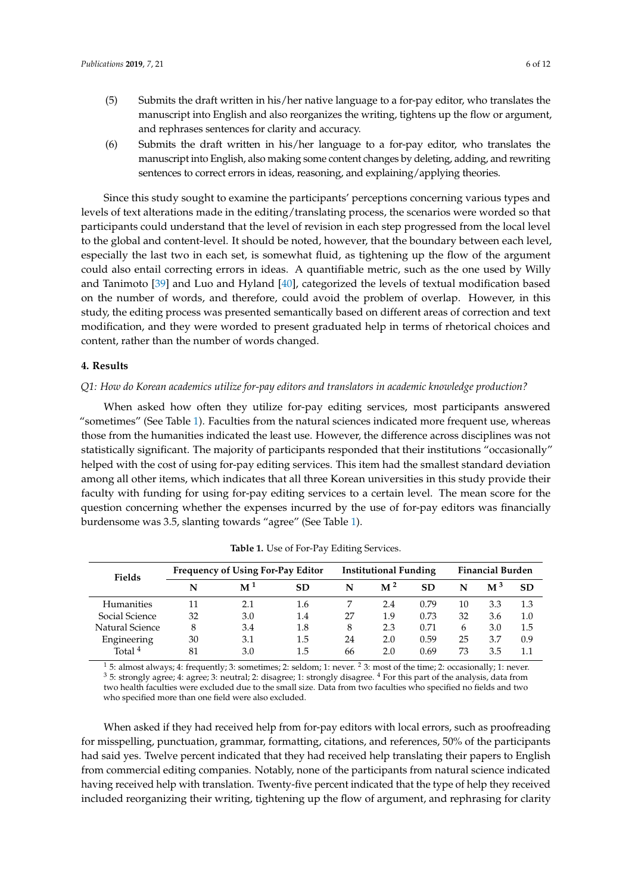(5) Submits the draft written in his/her native language to a for-pay editor, who translates the manuscript into English and also reorganizes the writing, tightens up the flow or argument, and rephrases sentences for clarity and accuracy.

(6) Submits the draft written in his/her language to a for-pay editor, who translates the manuscript into English, also making some content changes by deleting, adding, and rewriting sentences to correct errors in ideas, reasoning, and explaining/applying theories.

Since this study sought to examine the participants' perceptions concerning various types and levels of text alterations made in the editing/translating process, the scenarios were worded so that participants could understand that the level of revision in each step progressed from the local level to the global and content-level. It should be noted, however, that the boundary between each level, especially the last two in each set, is somewhat fluid, as tightening up the flow of the argument could also entail correcting errors in ideas. A quantifiable metric, such as the one used by Willy and Tanimoto [39] and Luo and Hyland [40], categorized the levels of textual modification based on the number of words, and therefore, could avoid the problem of overlap. However, in this study, the editing process was presented semantically based on different areas of correction and text modification, and they were worded to present graduated help in terms of rhetorical choices and content, rather than the number of words changed.

## 4. Results

*Q1: How do Korean academics utilize for-pay editors and translators in academic knowledge production?*

When asked how often they utilize for-pay editing services, most participants answered "sometimes" (See Table 1). Faculties from the natural sciences indicated more frequent use, whereas those from the humanities indicated the least use. However, the difference across disciplines was not statistically significant. The majority of participants responded that their institutions "occasionally" helped with the cost of using for-pay editing services. This item had the smallest standard deviation among all other items, which indicates that all three Korean universities in this study provide their faculty with funding for using for-pay editing services to a certain level. The mean score for the question concerning whether the expenses incurred by the use of for-pay editors was financially burdensome was 3.5, slanting towards "agree" (See Table 1).

**Table 1.** Use of For-Pay Editing Services.

| Fields | Frequency of Using For-Pay Editor | | | Institutional Funding | | | Financial Burden | | |
|---|---|---|---|---|---|---|---|---|---|
| | N | M [1] | SD | N | M [2] | SD | N | M [3] | SD |
| Humanities | 11 | 2.1 | 1.6 | 7 | 2.4 | 0.79 | 10 | 3.3 | 1.3 |
| Social Science | 32 | 3.0 | 1.4 | 27 | 1.9 | 0.73 | 32 | 3.6 | 1.0 |
| Natural Science | 8 | 3.4 | 1.8 | 8 | 2.3 | 0.71 | 6 | 3.0 | 1.5 |
| Engineering | 30 | 3.1 | 1.5 | 24 | 2.0 | 0.59 | 25 | 3.7 | 0.9 |
| Total [4] | 81 | 3.0 | 1.5 | 66 | 2.0 | 0.69 | 73 | 3.5 | 1.1 |

[1] 5: almost always; 4: frequently; 3: sometimes; 2: seldom; 1: never. [2] 3: most of the time; 2: occasionally; 1: never. [3] 5: strongly agree; 4: agree; 3: neutral; 2: disagree; 1: strongly disagree. [4] For this part of the analysis, data from two health faculties were excluded due to the small size. Data from two faculties who specified no fields and two who specified more than one field were also excluded.

When asked if they had received help from for-pay editors with local errors, such as proofreading for misspelling, punctuation, grammar, formatting, citations, and references, 50% of the participants had said yes. Twelve percent indicated that they had received help translating their papers to English from commercial editing companies. Notably, none of the participants from natural science indicated having received help with translation. Twenty-five percent indicated that the type of help they received included reorganizing their writing, tightening up the flow of argument, and rephrasing for clarity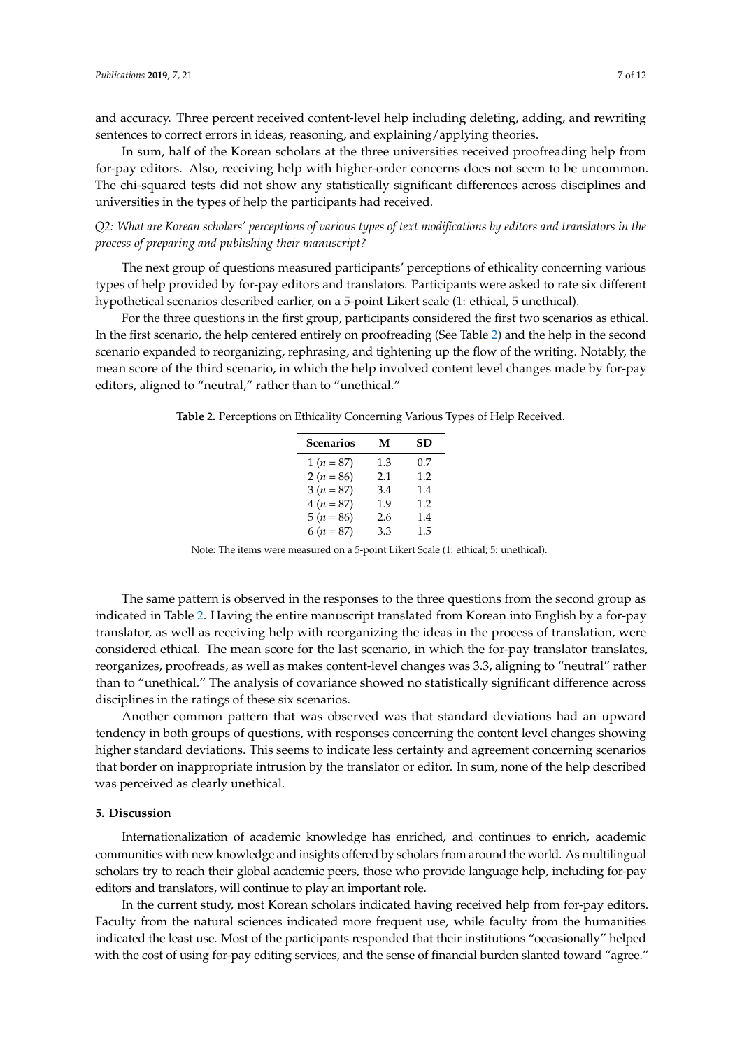and accuracy. Three percent received content-level help including deleting, adding, and rewriting sentences to correct errors in ideas, reasoning, and explaining/applying theories.

In sum, half of the Korean scholars at the three universities received proofreading help from for-pay editors. Also, receiving help with higher-order concerns does not seem to be uncommon. The chi-squared tests did not show any statistically significant differences across disciplines and universities in the types of help the participants had received.

*Q2: What are Korean scholars' perceptions of various types of text modifications by editors and translators in the process of preparing and publishing their manuscript?*

The next group of questions measured participants' perceptions of ethicality concerning various types of help provided by for-pay editors and translators. Participants were asked to rate six different hypothetical scenarios described earlier, on a 5-point Likert scale (1: ethical, 5 unethical).

For the three questions in the first group, participants considered the first two scenarios as ethical. In the first scenario, the help centered entirely on proofreading (See Table 2) and the help in the second scenario expanded to reorganizing, rephrasing, and tightening up the flow of the writing. Notably, the mean score of the third scenario, in which the help involved content level changes made by for-pay editors, aligned to "neutral," rather than to "unethical."

**Table 2.** Perceptions on Ethicality Concerning Various Types of Help Received.

| Scenarios | M | SD |
|---|---|---|
| 1 ($n$ = 87) | 1.3 | 0.7 |
| 2 ($n$ = 86) | 2.1 | 1.2 |
| 3 ($n$ = 87) | 3.4 | 1.4 |
| 4 ($n$ = 87) | 1.9 | 1.2 |
| 5 ($n$ = 86) | 2.6 | 1.4 |
| 6 ($n$ = 87) | 3.3 | 1.5 |

Note: The items were measured on a 5-point Likert Scale (1: ethical; 5: unethical).

The same pattern is observed in the responses to the three questions from the second group as indicated in Table 2. Having the entire manuscript translated from Korean into English by a for-pay translator, as well as receiving help with reorganizing the ideas in the process of translation, were considered ethical. The mean score for the last scenario, in which the for-pay translator translates, reorganizes, proofreads, as well as makes content-level changes was 3.3, aligning to "neutral" rather than to "unethical." The analysis of covariance showed no statistically significant difference across disciplines in the ratings of these six scenarios.

Another common pattern that was observed was that standard deviations had an upward tendency in both groups of questions, with responses concerning the content level changes showing higher standard deviations. This seems to indicate less certainty and agreement concerning scenarios that border on inappropriate intrusion by the translator or editor. In sum, none of the help described was perceived as clearly unethical.

## 5. Discussion

Internationalization of academic knowledge has enriched, and continues to enrich, academic communities with new knowledge and insights offered by scholars from around the world. As multilingual scholars try to reach their global academic peers, those who provide language help, including for-pay editors and translators, will continue to play an important role.

In the current study, most Korean scholars indicated having received help from for-pay editors. Faculty from the natural sciences indicated more frequent use, while faculty from the humanities indicated the least use. Most of the participants responded that their institutions "occasionally" helped with the cost of using for-pay editing services, and the sense of financial burden slanted toward "agree."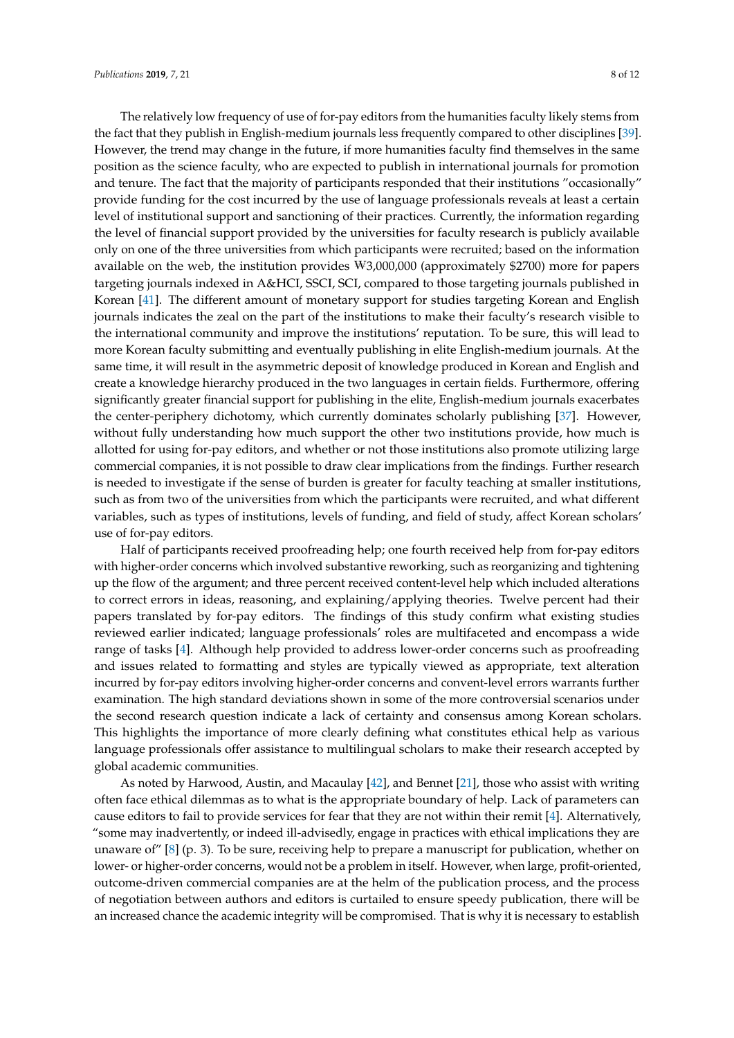The relatively low frequency of use of for-pay editors from the humanities faculty likely stems from the fact that they publish in English-medium journals less frequently compared to other disciplines [39]. However, the trend may change in the future, if more humanities faculty find themselves in the same position as the science faculty, who are expected to publish in international journals for promotion and tenure. The fact that the majority of participants responded that their institutions "occasionally" provide funding for the cost incurred by the use of language professionals reveals at least a certain level of institutional support and sanctioning of their practices. Currently, the information regarding the level of financial support provided by the universities for faculty research is publicly available only on one of the three universities from which participants were recruited; based on the information available on the web, the institution provides ₩3,000,000 (approximately $2700) more for papers targeting journals indexed in A&HCI, SSCI, SCI, compared to those targeting journals published in Korean [41]. The different amount of monetary support for studies targeting Korean and English journals indicates the zeal on the part of the institutions to make their faculty's research visible to the international community and improve the institutions' reputation. To be sure, this will lead to more Korean faculty submitting and eventually publishing in elite English-medium journals. At the same time, it will result in the asymmetric deposit of knowledge produced in Korean and English and create a knowledge hierarchy produced in the two languages in certain fields. Furthermore, offering significantly greater financial support for publishing in the elite, English-medium journals exacerbates the center-periphery dichotomy, which currently dominates scholarly publishing [37]. However, without fully understanding how much support the other two institutions provide, how much is allotted for using for-pay editors, and whether or not those institutions also promote utilizing large commercial companies, it is not possible to draw clear implications from the findings. Further research is needed to investigate if the sense of burden is greater for faculty teaching at smaller institutions, such as from two of the universities from which the participants were recruited, and what different variables, such as types of institutions, levels of funding, and field of study, affect Korean scholars' use of for-pay editors.

Half of participants received proofreading help; one fourth received help from for-pay editors with higher-order concerns which involved substantive reworking, such as reorganizing and tightening up the flow of the argument; and three percent received content-level help which included alterations to correct errors in ideas, reasoning, and explaining/applying theories. Twelve percent had their papers translated by for-pay editors. The findings of this study confirm what existing studies reviewed earlier indicated; language professionals' roles are multifaceted and encompass a wide range of tasks [4]. Although help provided to address lower-order concerns such as proofreading and issues related to formatting and styles are typically viewed as appropriate, text alteration incurred by for-pay editors involving higher-order concerns and convent-level errors warrants further examination. The high standard deviations shown in some of the more controversial scenarios under the second research question indicate a lack of certainty and consensus among Korean scholars. This highlights the importance of more clearly defining what constitutes ethical help as various language professionals offer assistance to multilingual scholars to make their research accepted by global academic communities.

As noted by Harwood, Austin, and Macaulay [42], and Bennet [21], those who assist with writing often face ethical dilemmas as to what is the appropriate boundary of help. Lack of parameters can cause editors to fail to provide services for fear that they are not within their remit [4]. Alternatively, "some may inadvertently, or indeed ill-advisedly, engage in practices with ethical implications they are unaware of" [8] (p. 3). To be sure, receiving help to prepare a manuscript for publication, whether on lower- or higher-order concerns, would not be a problem in itself. However, when large, profit-oriented, outcome-driven commercial companies are at the helm of the publication process, and the process of negotiation between authors and editors is curtailed to ensure speedy publication, there will be an increased chance the academic integrity will be compromised. That is why it is necessary to establish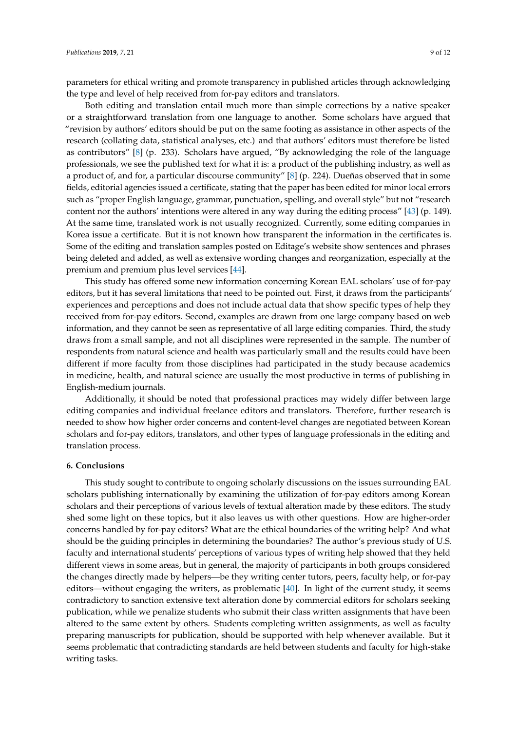parameters for ethical writing and promote transparency in published articles through acknowledging the type and level of help received from for-pay editors and translators.

Both editing and translation entail much more than simple corrections by a native speaker or a straightforward translation from one language to another. Some scholars have argued that "revision by authors' editors should be put on the same footing as assistance in other aspects of the research (collating data, statistical analyses, etc.) and that authors' editors must therefore be listed as contributors" [8] (p. 233). Scholars have argued, "By acknowledging the role of the language professionals, we see the published text for what it is: a product of the publishing industry, as well as a product of, and for, a particular discourse community" [8] (p. 224). Dueñas observed that in some fields, editorial agencies issued a certificate, stating that the paper has been edited for minor local errors such as "proper English language, grammar, punctuation, spelling, and overall style" but not "research content nor the authors' intentions were altered in any way during the editing process" [43] (p. 149). At the same time, translated work is not usually recognized. Currently, some editing companies in Korea issue a certificate. But it is not known how transparent the information in the certificates is. Some of the editing and translation samples posted on Editage's website show sentences and phrases being deleted and added, as well as extensive wording changes and reorganization, especially at the premium and premium plus level services [44].

This study has offered some new information concerning Korean EAL scholars' use of for-pay editors, but it has several limitations that need to be pointed out. First, it draws from the participants' experiences and perceptions and does not include actual data that show specific types of help they received from for-pay editors. Second, examples are drawn from one large company based on web information, and they cannot be seen as representative of all large editing companies. Third, the study draws from a small sample, and not all disciplines were represented in the sample. The number of respondents from natural science and health was particularly small and the results could have been different if more faculty from those disciplines had participated in the study because academics in medicine, health, and natural science are usually the most productive in terms of publishing in English-medium journals.

Additionally, it should be noted that professional practices may widely differ between large editing companies and individual freelance editors and translators. Therefore, further research is needed to show how higher order concerns and content-level changes are negotiated between Korean scholars and for-pay editors, translators, and other types of language professionals in the editing and translation process.

## 6. Conclusions

This study sought to contribute to ongoing scholarly discussions on the issues surrounding EAL scholars publishing internationally by examining the utilization of for-pay editors among Korean scholars and their perceptions of various levels of textual alteration made by these editors. The study shed some light on these topics, but it also leaves us with other questions. How are higher-order concerns handled by for-pay editors? What are the ethical boundaries of the writing help? And what should be the guiding principles in determining the boundaries? The author's previous study of U.S. faculty and international students' perceptions of various types of writing help showed that they held different views in some areas, but in general, the majority of participants in both groups considered the changes directly made by helpers—be they writing center tutors, peers, faculty help, or for-pay editors—without engaging the writers, as problematic [40]. In light of the current study, it seems contradictory to sanction extensive text alteration done by commercial editors for scholars seeking publication, while we penalize students who submit their class written assignments that have been altered to the same extent by others. Students completing written assignments, as well as faculty preparing manuscripts for publication, should be supported with help whenever available. But it seems problematic that contradicting standards are held between students and faculty for high-stake writing tasks.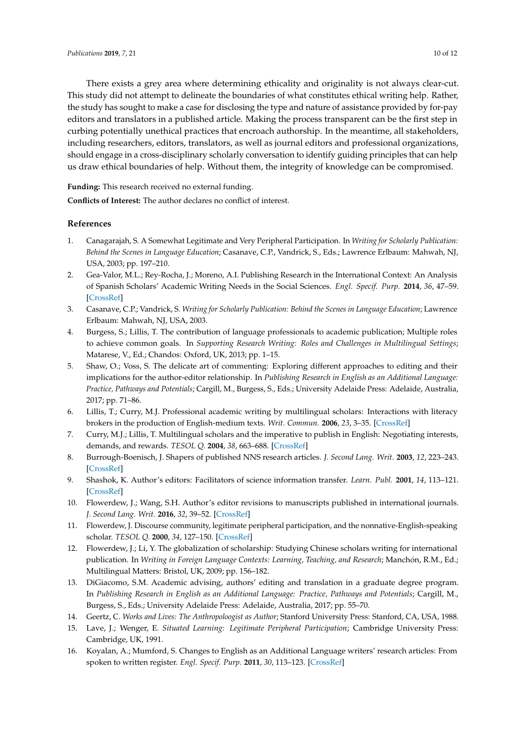There exists a grey area where determining ethicality and originality is not always clear-cut. This study did not attempt to delineate the boundaries of what constitutes ethical writing help. Rather, the study has sought to make a case for disclosing the type and nature of assistance provided by for-pay editors and translators in a published article. Making the process transparent can be the first step in curbing potentially unethical practices that encroach authorship. In the meantime, all stakeholders, including researchers, editors, translators, as well as journal editors and professional organizations, should engage in a cross-disciplinary scholarly conversation to identify guiding principles that can help us draw ethical boundaries of help. Without them, the integrity of knowledge can be compromised.

**Funding:** This research received no external funding.

**Conflicts of Interest:** The author declares no conflict of interest.

## References

1. Canagarajah, S. A Somewhat Legitimate and Very Peripheral Participation. In *Writing for Scholarly Publication: Behind the Scenes in Language Education*; Casanave, C.P., Vandrick, S., Eds.; Lawrence Erlbaum: Mahwah, NJ, USA, 2003; pp. 197–210.
2. Gea-Valor, M.L.; Rey-Rocha, J.; Moreno, A.I. Publishing Research in the International Context: An Analysis of Spanish Scholars' Academic Writing Needs in the Social Sciences. *Engl. Specif. Purp.* **2014**, *36*, 47–59. [CrossRef]
3. Casanave, C.P.; Vandrick, S. *Writing for Scholarly Publication: Behind the Scenes in Language Education*; Lawrence Erlbaum: Mahwah, NJ, USA, 2003.
4. Burgess, S.; Lillis, T. The contribution of language professionals to academic publication; Multiple roles to achieve common goals. In *Supporting Research Writing: Roles and Challenges in Multilingual Settings*; Matarese, V., Ed.; Chandos: Oxford, UK, 2013; pp. 1–15.
5. Shaw, O.; Voss, S. The delicate art of commenting: Exploring different approaches to editing and their implications for the author-editor relationship. In *Publishing Research in English as an Additional Language: Practice, Pathways and Potentials*; Cargill, M., Burgess, S., Eds.; University Adelaide Press: Adelaide, Australia, 2017; pp. 71–86.
6. Lillis, T.; Curry, M.J. Professional academic writing by multilingual scholars: Interactions with literacy brokers in the production of English-medium texts. *Writ. Commun.* **2006**, *23*, 3–35. [CrossRef]
7. Curry, M.J.; Lillis, T. Multilingual scholars and the imperative to publish in English: Negotiating interests, demands, and rewards. *TESOL Q.* **2004**, *38*, 663–688. [CrossRef]
8. Burrough-Boenisch, J. Shapers of published NNS research articles. *J. Second Lang. Writ.* **2003**, *12*, 223–243. [CrossRef]
9. Shashok, K. Author's editors: Facilitators of science information transfer. *Learn. Publ.* **2001**, *14*, 113–121. [CrossRef]
10. Flowerdew, J.; Wang, S.H. Author's editor revisions to manuscripts published in international journals. *J. Second Lang. Writ.* **2016**, *32*, 39–52. [CrossRef]
11. Flowerdew, J. Discourse community, legitimate peripheral participation, and the nonnative-English-speaking scholar. *TESOL Q.* **2000**, *34*, 127–150. [CrossRef]
12. Flowerdew, J.; Li, Y. The globalization of scholarship: Studying Chinese scholars writing for international publication. In *Writing in Foreign Language Contexts: Learning, Teaching, and Research*; Manchón, R.M., Ed.; Multilingual Matters: Bristol, UK, 2009; pp. 156–182.
13. DiGiacomo, S.M. Academic advising, authors' editing and translation in a graduate degree program. In *Publishing Research in English as an Additional Language: Practice, Pathways and Potentials*; Cargill, M., Burgess, S., Eds.; University Adelaide Press: Adelaide, Australia, 2017; pp. 55–70.
14. Geertz, C. *Works and Lives: The Anthropoloogist as Author*; Stanford University Press: Stanford, CA, USA, 1988.
15. Lave, J.; Wenger, E. *Situated Learning: Legitimate Peripheral Participation*; Cambridge University Press: Cambridge, UK, 1991.
16. Koyalan, A.; Mumford, S. Changes to English as an Additional Language writers' research articles: From spoken to written register. *Engl. Specif. Purp.* **2011**, *30*, 113–123. [CrossRef]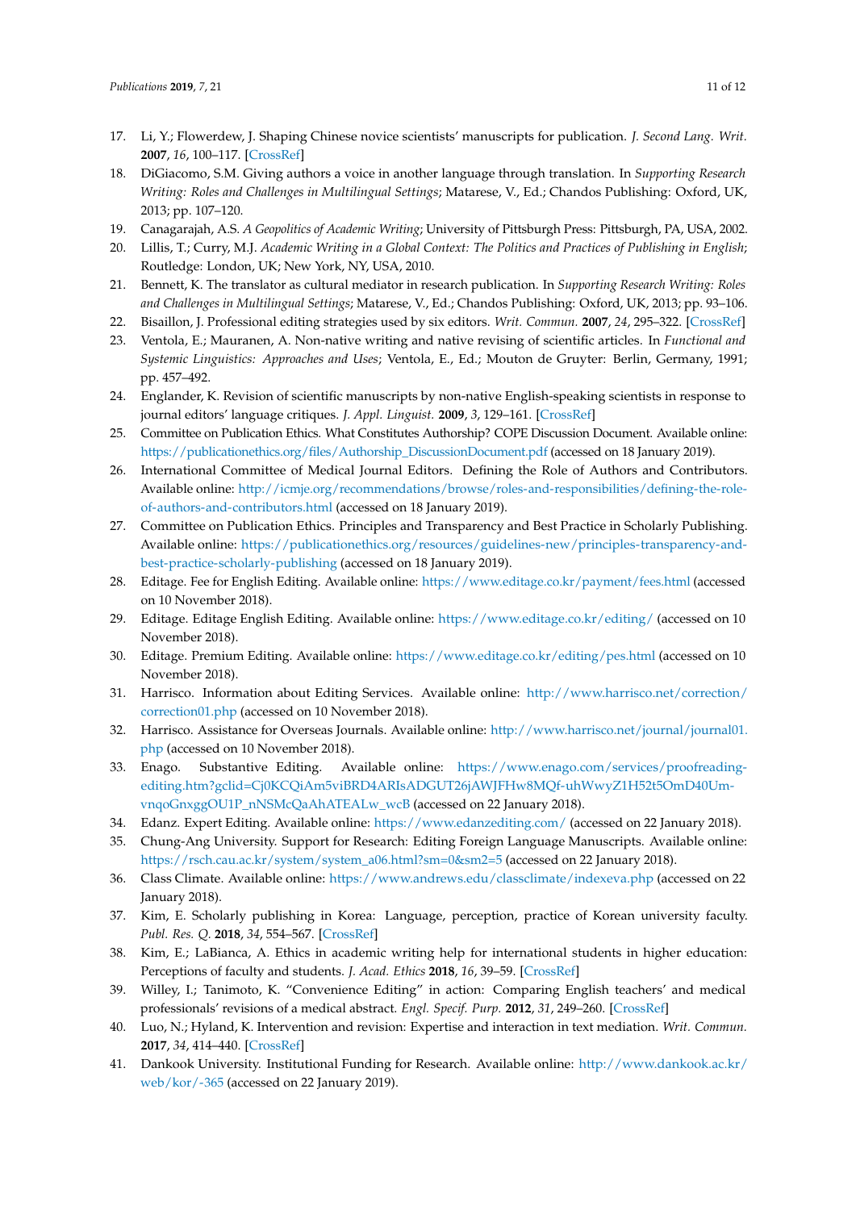17. Li, Y.; Flowerdew, J. Shaping Chinese novice scientists' manuscripts for publication. *J. Second Lang. Writ.* **2007**, *16*, 100–117. [CrossRef]
18. DiGiacomo, S.M. Giving authors a voice in another language through translation. In *Supporting Research Writing: Roles and Challenges in Multilingual Settings*; Matarese, V., Ed.; Chandos Publishing: Oxford, UK, 2013; pp. 107–120.
19. Canagarajah, A.S. *A Geopolitics of Academic Writing*; University of Pittsburgh Press: Pittsburgh, PA, USA, 2002.
20. Lillis, T.; Curry, M.J. *Academic Writing in a Global Context: The Politics and Practices of Publishing in English*; Routledge: London, UK; New York, NY, USA, 2010.
21. Bennett, K. The translator as cultural mediator in research publication. In *Supporting Research Writing: Roles and Challenges in Multilingual Settings*; Matarese, V., Ed.; Chandos Publishing: Oxford, UK, 2013; pp. 93–106.
22. Bisaillon, J. Professional editing strategies used by six editors. *Writ. Commun.* **2007**, *24*, 295–322. [CrossRef]
23. Ventola, E.; Mauranen, A. Non-native writing and native revising of scientific articles. In *Functional and Systemic Linguistics: Approaches and Uses*; Ventola, E., Ed.; Mouton de Gruyter: Berlin, Germany, 1991; pp. 457–492.
24. Englander, K. Revision of scientific manuscripts by non-native English-speaking scientists in response to journal editors' language critiques. *J. Appl. Linguist.* **2009**, *3*, 129–161. [CrossRef]
25. Committee on Publication Ethics. What Constitutes Authorship? COPE Discussion Document. Available online: https://publicationethics.org/files/Authorship_DiscussionDocument.pdf (accessed on 18 January 2019).
26. International Committee of Medical Journal Editors. Defining the Role of Authors and Contributors. Available online: http://icmje.org/recommendations/browse/roles-and-responsibilities/defining-the-role-of-authors-and-contributors.html (accessed on 18 January 2019).
27. Committee on Publication Ethics. Principles and Transparency and Best Practice in Scholarly Publishing. Available online: https://publicationethics.org/resources/guidelines-new/principles-transparency-and-best-practice-scholarly-publishing (accessed on 18 January 2019).
28. Editage. Fee for English Editing. Available online: https://www.editage.co.kr/payment/fees.html (accessed on 10 November 2018).
29. Editage. Editage English Editing. Available online: https://www.editage.co.kr/editing/ (accessed on 10 November 2018).
30. Editage. Premium Editing. Available online: https://www.editage.co.kr/editing/pes.html (accessed on 10 November 2018).
31. Harrisco. Information about Editing Services. Available online: http://www.harrisco.net/correction/correction01.php (accessed on 10 November 2018).
32. Harrisco. Assistance for Overseas Journals. Available online: http://www.harrisco.net/journal/journal01.php (accessed on 10 November 2018).
33. Enago. Substantive Editing. Available online: https://www.enago.com/services/proofreading-editing.htm?gclid=Cj0KCQiAm5viBRD4ARIsADGUT26jAWJFHw8MQf-uhWwyZ1H52t5OmD40Um-vnqoGnxggOU1P_nNSMcQaAhATEALw_wcB (accessed on 22 January 2018).
34. Edanz. Expert Editing. Available online: https://www.edanzediting.com/ (accessed on 22 January 2018).
35. Chung-Ang University. Support for Research: Editing Foreign Language Manuscripts. Available online: https://rsch.cau.ac.kr/system/system_a06.html?sm=0&sm2=5 (accessed on 22 January 2018).
36. Class Climate. Available online: https://www.andrews.edu/classclimate/indexeva.php (accessed on 22 January 2018).
37. Kim, E. Scholarly publishing in Korea: Language, perception, practice of Korean university faculty. *Publ. Res. Q.* **2018**, *34*, 554–567. [CrossRef]
38. Kim, E.; LaBianca, A. Ethics in academic writing help for international students in higher education: Perceptions of faculty and students. *J. Acad. Ethics* **2018**, *16*, 39–59. [CrossRef]
39. Willey, I.; Tanimoto, K. "Convenience Editing" in action: Comparing English teachers' and medical professionals' revisions of a medical abstract. *Engl. Specif. Purp.* **2012**, *31*, 249–260. [CrossRef]
40. Luo, N.; Hyland, K. Intervention and revision: Expertise and interaction in text mediation. *Writ. Commun.* **2017**, *34*, 414–440. [CrossRef]
41. Dankook University. Institutional Funding for Research. Available online: http://www.dankook.ac.kr/web/kor/-365 (accessed on 22 January 2019).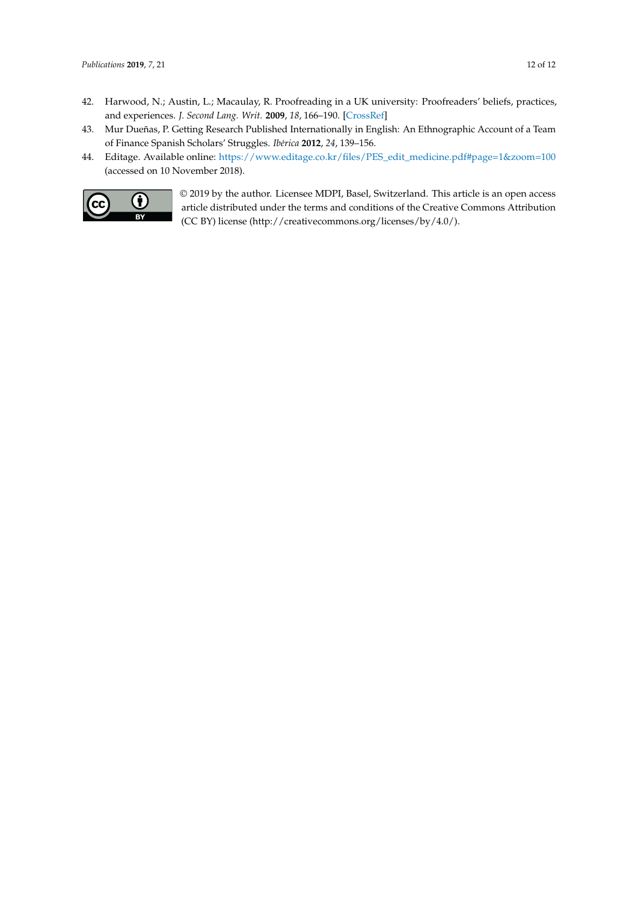42. Harwood, N.; Austin, L.; Macaulay, R. Proofreading in a UK university: Proofreaders' beliefs, practices, and experiences. *J. Second Lang. Writ.* **2009**, *18*, 166–190. [CrossRef]
43. Mur Dueñas, P. Getting Research Published Internationally in English: An Ethnographic Account of a Team of Finance Spanish Scholars' Struggles. *Ibérica* **2012**, *24*, 139–156.
44. Editage. Available online: https://www.editage.co.kr/files/PES_edit_medicine.pdf#page=1&zoom=100 (accessed on 10 November 2018).

© 2019 by the author. Licensee MDPI, Basel, Switzerland. This article is an open access article distributed under the terms and conditions of the Creative Commons Attribution (CC BY) license (http://creativecommons.org/licenses/by/4.0/).